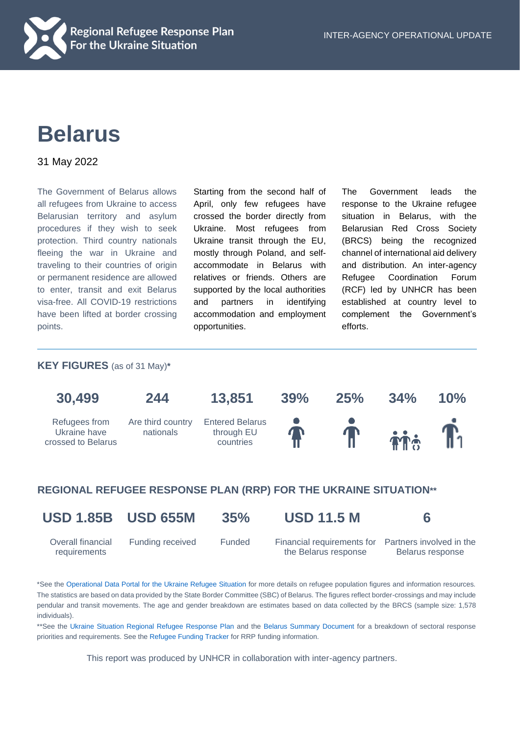Regional Refugee Response Plan
For the Ukraine Situation

INTER-AGENCY OPERATIONAL UPDATE

# Belarus

31 May 2022

The Government of Belarus allows all refugees from Ukraine to access Belarusian territory and asylum procedures if they wish to seek protection. Third country nationals fleeing the war in Ukraine and traveling to their countries of origin or permanent residence are allowed to enter, transit and exit Belarus visa-free. All COVID-19 restrictions have been lifted at border crossing points.

Starting from the second half of April, only few refugees have crossed the border directly from Ukraine. Most refugees from Ukraine transit through the EU, mostly through Poland, and self-accommodate in Belarus with relatives or friends. Others are supported by the local authorities and partners in identifying accommodation and employment opportunities.

The Government leads the response to the Ukraine refugee situation in Belarus, with the Belarusian Red Cross Society (BRCS) being the recognized channel of international aid delivery and distribution. An inter-agency Refugee Coordination Forum (RCF) led by UNHCR has been established at country level to complement the Government's efforts.

## KEY FIGURES (as of 31 May)*

| 30,499 | 244 | 13,851 | 39% | 25% | 34% | 10% |
|---|---|---|---|---|---|---|
| Refugees from Ukraine have crossed to Belarus | Are third country nationals | Entered Belarus through EU countries | | | | |

## REGIONAL REFUGEE RESPONSE PLAN (RRP) FOR THE UKRAINE SITUATION**

| USD 1.85B | USD 655M | 35% | USD 11.5 M | 6 |
|---|---|---|---|---|
| Overall financial requirements | Funding received | Funded | Financial requirements for the Belarus response | Partners involved in the Belarus response |

*See the Operational Data Portal for the Ukraine Refugee Situation for more details on refugee population figures and information resources. The statistics are based on data provided by the State Border Committee (SBC) of Belarus. The figures reflect border-crossings and may include pendular and transit movements. The age and gender breakdown are estimates based on data collected by the BRCS (sample size: 1,578 individuals).

**See the Ukraine Situation Regional Refugee Response Plan and the Belarus Summary Document for a breakdown of sectoral response priorities and requirements. See the Refugee Funding Tracker for RRP funding information.

This report was produced by UNHCR in collaboration with inter-agency partners.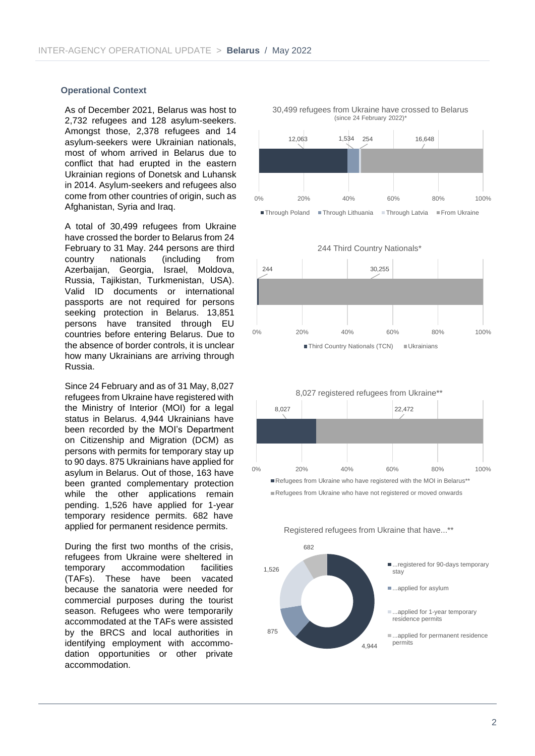### Operational Context

As of December 2021, Belarus was host to 2,732 refugees and 128 asylum-seekers. Amongst those, 2,378 refugees and 14 asylum-seekers were Ukrainian nationals, most of whom arrived in Belarus due to conflict that had erupted in the eastern Ukrainian regions of Donetsk and Luhansk in 2014. Asylum-seekers and refugees also come from other countries of origin, such as Afghanistan, Syria and Iraq.

A total of 30,499 refugees from Ukraine have crossed the border to Belarus from 24 February to 31 May. 244 persons are third country nationals (including from Azerbaijan, Georgia, Israel, Moldova, Russia, Tajikistan, Turkmenistan, USA). Valid ID documents or international passports are not required for persons seeking protection in Belarus. 13,851 persons have transited through EU countries before entering Belarus. Due to the absence of border controls, it is unclear how many Ukrainians are arriving through Russia.

Since 24 February and as of 31 May, 8,027 refugees from Ukraine have registered with the Ministry of Interior (MOI) for a legal status in Belarus. 4,944 Ukrainians have been recorded by the MOI's Department on Citizenship and Migration (DCM) as persons with permits for temporary stay up to 90 days. 875 Ukrainians have applied for asylum in Belarus. Out of those, 163 have been granted complementary protection while the other applications remain pending. 1,526 have applied for 1-year temporary residence permits. 682 have applied for permanent residence permits.

During the first two months of the crisis, refugees from Ukraine were sheltered in temporary accommodation facilities (TAFs). These have been vacated because the sanatoria were needed for commercial purposes during the tourist season. Refugees who were temporarily accommodated at the TAFs were assisted by the BRCS and local authorities in identifying employment with accommodation opportunities or other private accommodation.

**30,499 refugees from Ukraine have crossed to Belarus** (since 24 February 2022)*

| Through Poland | Through Lithuania | Through Latvia | From Ukraine |
|---|---|---|---|
| 12,063 | 1,534 | 254 | 16,648 |

**244 Third Country Nationals***

| Third Country Nationals (TCN) | Ukrainians |
|---|---|
| 244 | 30,255 |

**8,027 registered refugees from Ukraine****

| Refugees from Ukraine who have registered with the MOI in Belarus** | Refugees from Ukraine who have not registered or moved onwards |
|---|---|
| 8,027 | 22,472 |

**Registered refugees from Ukraine that have...****

| ...registered for 90-days temporary stay | ...applied for asylum | ...applied for 1-year temporary residence permits | ...applied for permanent residence permits |
|---|---|---|---|
| 4,944 | 875 | 1,526 | 682 |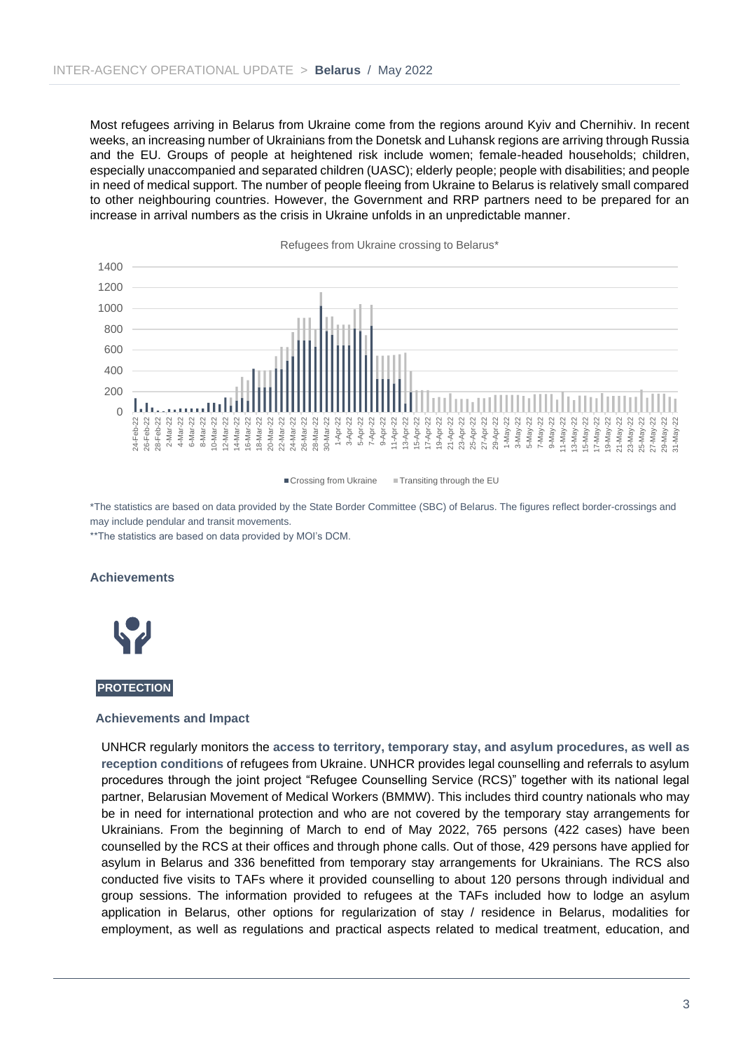Most refugees arriving in Belarus from Ukraine come from the regions around Kyiv and Chernihiv. In recent weeks, an increasing number of Ukrainians from the Donetsk and Luhansk regions are arriving through Russia and the EU. Groups of people at heightened risk include women; female-headed households; children, especially unaccompanied and separated children (UASC); elderly people; people with disabilities; and people in need of medical support. The number of people fleeing from Ukraine to Belarus is relatively small compared to other neighbouring countries. However, the Government and RRP partners need to be prepared for an increase in arrival numbers as the crisis in Ukraine unfolds in an unpredictable manner.

Refugees from Ukraine crossing to Belarus*

■ Crossing from Ukraine ■ Transiting through the EU

*The statistics are based on data provided by the State Border Committee (SBC) of Belarus. The figures reflect border-crossings and may include pendular and transit movements.

**The statistics are based on data provided by MOI's DCM.

## Achievements

### PROTECTION

#### Achievements and Impact

UNHCR regularly monitors the **access to territory, temporary stay, and asylum procedures, as well as reception conditions** of refugees from Ukraine. UNHCR provides legal counselling and referrals to asylum procedures through the joint project "Refugee Counselling Service (RCS)" together with its national legal partner, Belarusian Movement of Medical Workers (BMMW). This includes third country nationals who may be in need for international protection and who are not covered by the temporary stay arrangements for Ukrainians. From the beginning of March to end of May 2022, 765 persons (422 cases) have been counselled by the RCS at their offices and through phone calls. Out of those, 429 persons have applied for asylum in Belarus and 336 benefitted from temporary stay arrangements for Ukrainians. The RCS also conducted five visits to TAFs where it provided counselling to about 120 persons through individual and group sessions. The information provided to refugees at the TAFs included how to lodge an asylum application in Belarus, other options for regularization of stay / residence in Belarus, modalities for employment, as well as regulations and practical aspects related to medical treatment, education, and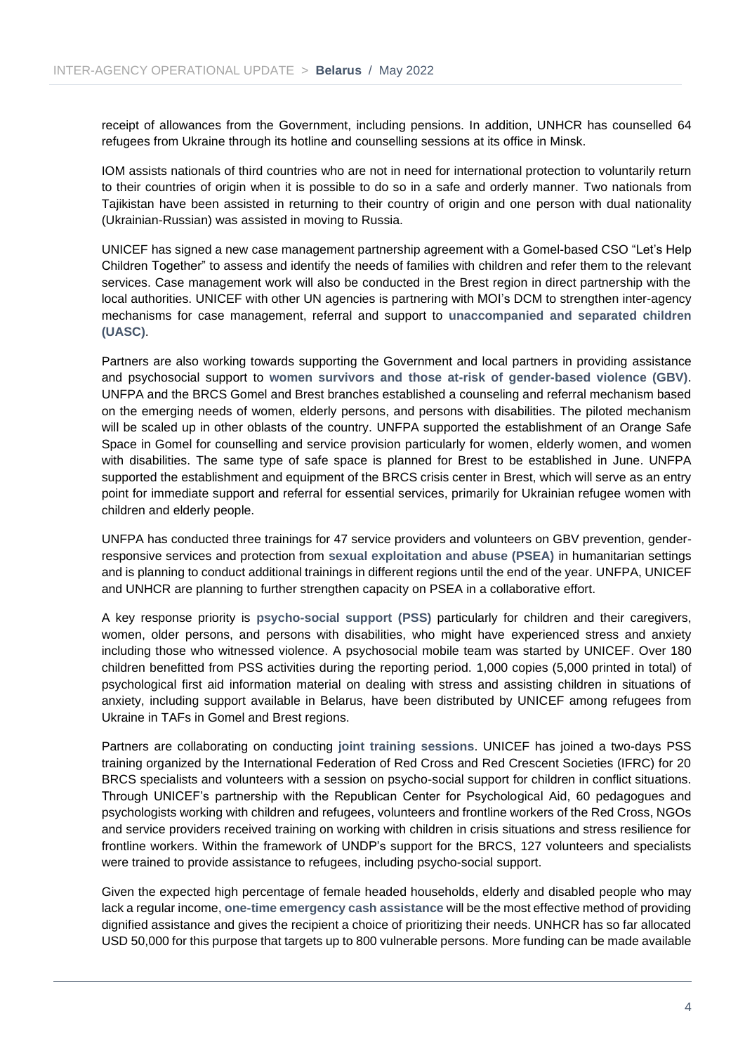receipt of allowances from the Government, including pensions. In addition, UNHCR has counselled 64 refugees from Ukraine through its hotline and counselling sessions at its office in Minsk.

IOM assists nationals of third countries who are not in need for international protection to voluntarily return to their countries of origin when it is possible to do so in a safe and orderly manner. Two nationals from Tajikistan have been assisted in returning to their country of origin and one person with dual nationality (Ukrainian-Russian) was assisted in moving to Russia.

UNICEF has signed a new case management partnership agreement with a Gomel-based CSO "Let's Help Children Together" to assess and identify the needs of families with children and refer them to the relevant services. Case management work will also be conducted in the Brest region in direct partnership with the local authorities. UNICEF with other UN agencies is partnering with MOI's DCM to strengthen inter-agency mechanisms for case management, referral and support to **unaccompanied and separated children (UASC)**.

Partners are also working towards supporting the Government and local partners in providing assistance and psychosocial support to **women survivors and those at-risk of gender-based violence (GBV)**. UNFPA and the BRCS Gomel and Brest branches established a counseling and referral mechanism based on the emerging needs of women, elderly persons, and persons with disabilities. The piloted mechanism will be scaled up in other oblasts of the country. UNFPA supported the establishment of an Orange Safe Space in Gomel for counselling and service provision particularly for women, elderly women, and women with disabilities. The same type of safe space is planned for Brest to be established in June. UNFPA supported the establishment and equipment of the BRCS crisis center in Brest, which will serve as an entry point for immediate support and referral for essential services, primarily for Ukrainian refugee women with children and elderly people.

UNFPA has conducted three trainings for 47 service providers and volunteers on GBV prevention, gender-responsive services and protection from **sexual exploitation and abuse (PSEA)** in humanitarian settings and is planning to conduct additional trainings in different regions until the end of the year. UNFPA, UNICEF and UNHCR are planning to further strengthen capacity on PSEA in a collaborative effort.

A key response priority is **psycho-social support (PSS)** particularly for children and their caregivers, women, older persons, and persons with disabilities, who might have experienced stress and anxiety including those who witnessed violence. A psychosocial mobile team was started by UNICEF. Over 180 children benefitted from PSS activities during the reporting period. 1,000 copies (5,000 printed in total) of psychological first aid information material on dealing with stress and assisting children in situations of anxiety, including support available in Belarus, have been distributed by UNICEF among refugees from Ukraine in TAFs in Gomel and Brest regions.

Partners are collaborating on conducting **joint training sessions**. UNICEF has joined a two-days PSS training organized by the International Federation of Red Cross and Red Crescent Societies (IFRC) for 20 BRCS specialists and volunteers with a session on psycho-social support for children in conflict situations. Through UNICEF's partnership with the Republican Center for Psychological Aid, 60 pedagogues and psychologists working with children and refugees, volunteers and frontline workers of the Red Cross, NGOs and service providers received training on working with children in crisis situations and stress resilience for frontline workers. Within the framework of UNDP's support for the BRCS, 127 volunteers and specialists were trained to provide assistance to refugees, including psycho-social support.

Given the expected high percentage of female headed households, elderly and disabled people who may lack a regular income, **one-time emergency cash assistance** will be the most effective method of providing dignified assistance and gives the recipient a choice of prioritizing their needs. UNHCR has so far allocated USD 50,000 for this purpose that targets up to 800 vulnerable persons. More funding can be made available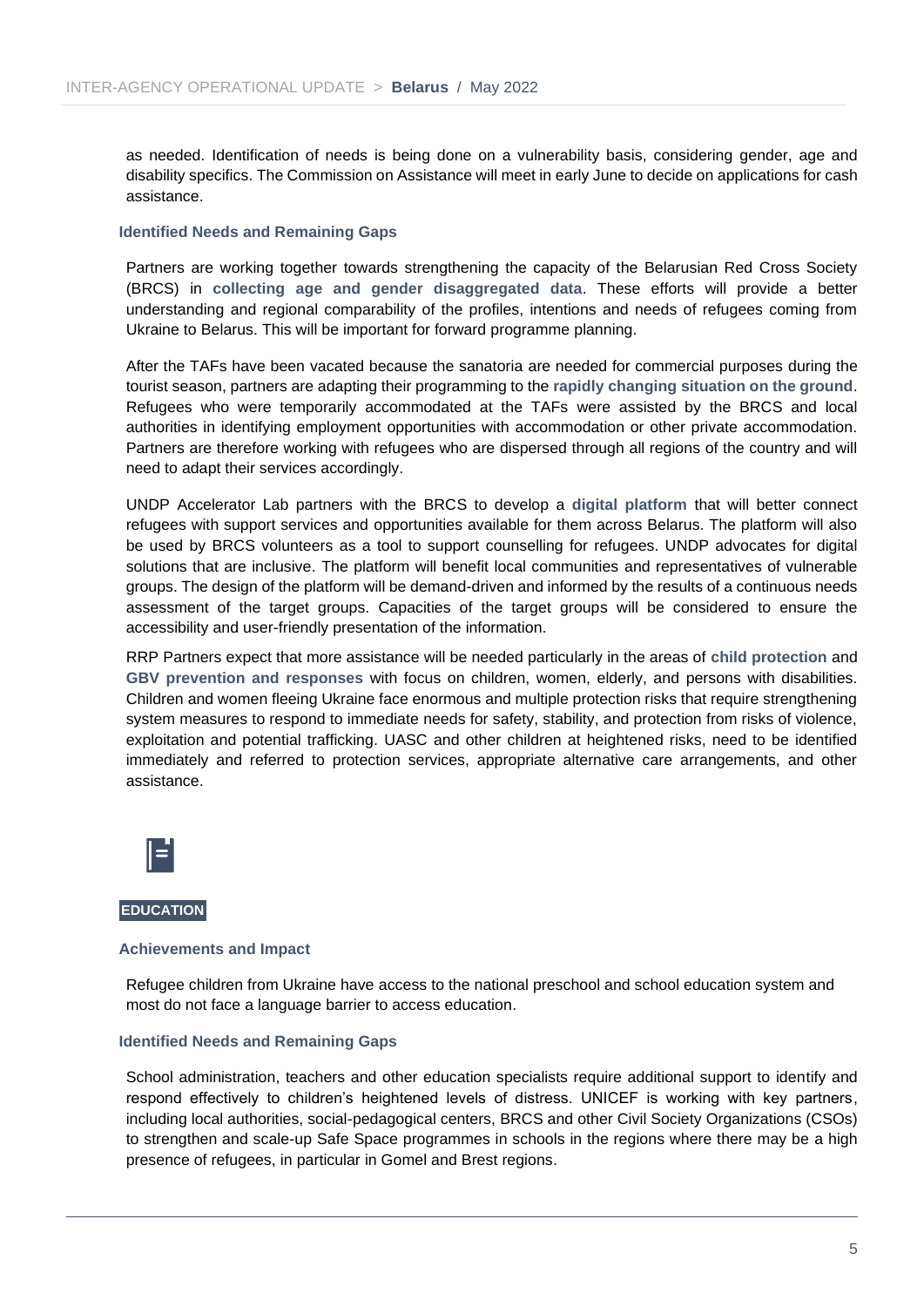as needed. Identification of needs is being done on a vulnerability basis, considering gender, age and disability specifics. The Commission on Assistance will meet in early June to decide on applications for cash assistance.

### Identified Needs and Remaining Gaps

Partners are working together towards strengthening the capacity of the Belarusian Red Cross Society (BRCS) in **collecting age and gender disaggregated data**. These efforts will provide a better understanding and regional comparability of the profiles, intentions and needs of refugees coming from Ukraine to Belarus. This will be important for forward programme planning.

After the TAFs have been vacated because the sanatoria are needed for commercial purposes during the tourist season, partners are adapting their programming to the **rapidly changing situation on the ground**. Refugees who were temporarily accommodated at the TAFs were assisted by the BRCS and local authorities in identifying employment opportunities with accommodation or other private accommodation. Partners are therefore working with refugees who are dispersed through all regions of the country and will need to adapt their services accordingly.

UNDP Accelerator Lab partners with the BRCS to develop a **digital platform** that will better connect refugees with support services and opportunities available for them across Belarus. The platform will also be used by BRCS volunteers as a tool to support counselling for refugees. UNDP advocates for digital solutions that are inclusive. The platform will benefit local communities and representatives of vulnerable groups. The design of the platform will be demand-driven and informed by the results of a continuous needs assessment of the target groups. Capacities of the target groups will be considered to ensure the accessibility and user-friendly presentation of the information.

RRP Partners expect that more assistance will be needed particularly in the areas of **child protection** and **GBV prevention and responses** with focus on children, women, elderly, and persons with disabilities. Children and women fleeing Ukraine face enormous and multiple protection risks that require strengthening system measures to respond to immediate needs for safety, stability, and protection from risks of violence, exploitation and potential trafficking. UASC and other children at heightened risks, need to be identified immediately and referred to protection services, appropriate alternative care arrangements, and other assistance.

## EDUCATION

### Achievements and Impact

Refugee children from Ukraine have access to the national preschool and school education system and most do not face a language barrier to access education.

### Identified Needs and Remaining Gaps

School administration, teachers and other education specialists require additional support to identify and respond effectively to children's heightened levels of distress. UNICEF is working with key partners, including local authorities, social-pedagogical centers, BRCS and other Civil Society Organizations (CSOs) to strengthen and scale-up Safe Space programmes in schools in the regions where there may be a high presence of refugees, in particular in Gomel and Brest regions.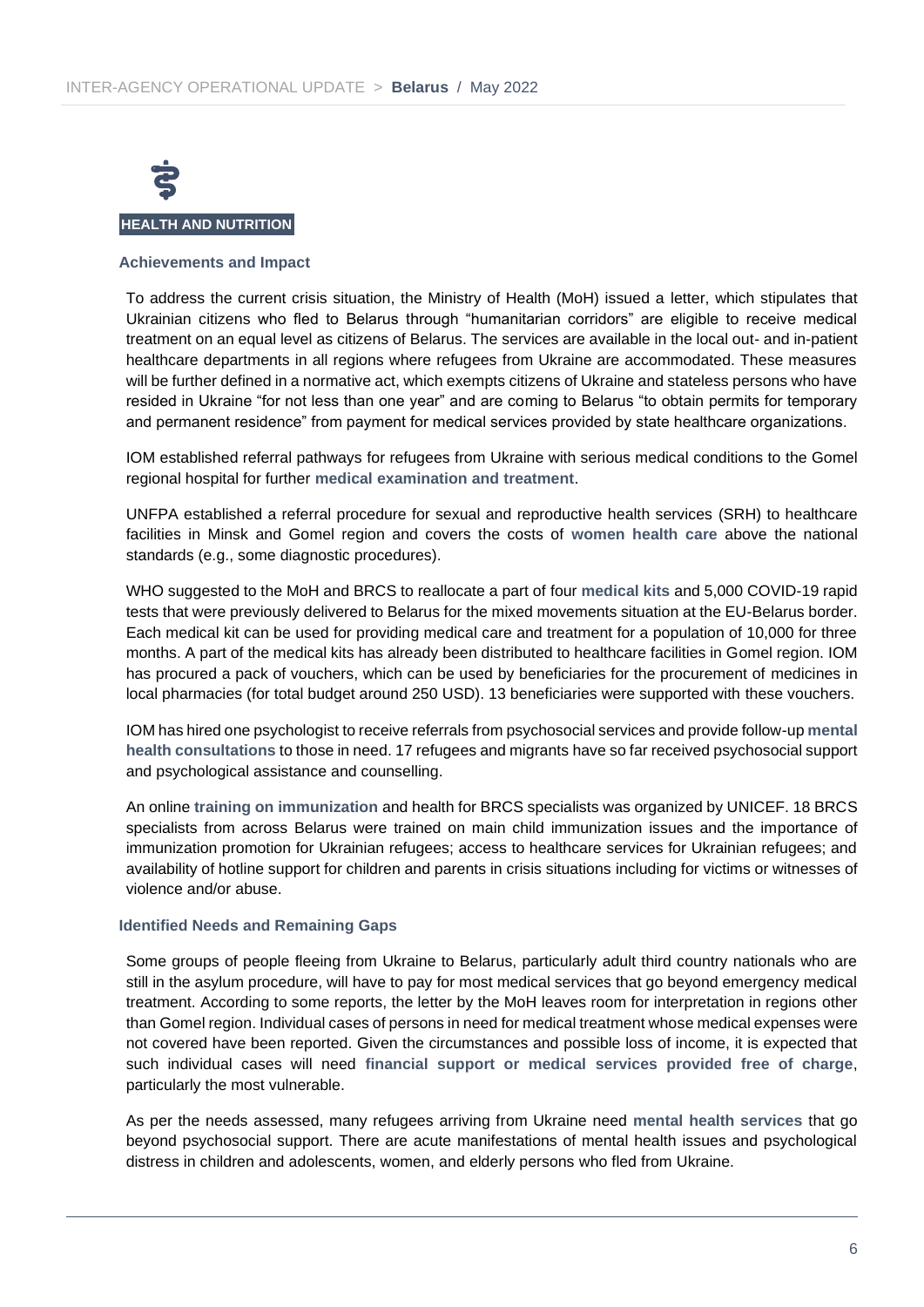## HEALTH AND NUTRITION

### Achievements and Impact

To address the current crisis situation, the Ministry of Health (MoH) issued a letter, which stipulates that Ukrainian citizens who fled to Belarus through "humanitarian corridors" are eligible to receive medical treatment on an equal level as citizens of Belarus. The services are available in the local out- and in-patient healthcare departments in all regions where refugees from Ukraine are accommodated. These measures will be further defined in a normative act, which exempts citizens of Ukraine and stateless persons who have resided in Ukraine "for not less than one year" and are coming to Belarus "to obtain permits for temporary and permanent residence" from payment for medical services provided by state healthcare organizations.

IOM established referral pathways for refugees from Ukraine with serious medical conditions to the Gomel regional hospital for further **medical examination and treatment**.

UNFPA established a referral procedure for sexual and reproductive health services (SRH) to healthcare facilities in Minsk and Gomel region and covers the costs of **women health care** above the national standards (e.g., some diagnostic procedures).

WHO suggested to the MoH and BRCS to reallocate a part of four **medical kits** and 5,000 COVID-19 rapid tests that were previously delivered to Belarus for the mixed movements situation at the EU-Belarus border. Each medical kit can be used for providing medical care and treatment for a population of 10,000 for three months. A part of the medical kits has already been distributed to healthcare facilities in Gomel region. IOM has procured a pack of vouchers, which can be used by beneficiaries for the procurement of medicines in local pharmacies (for total budget around 250 USD). 13 beneficiaries were supported with these vouchers.

IOM has hired one psychologist to receive referrals from psychosocial services and provide follow-up **mental health consultations** to those in need. 17 refugees and migrants have so far received psychosocial support and psychological assistance and counselling.

An online **training on immunization** and health for BRCS specialists was organized by UNICEF. 18 BRCS specialists from across Belarus were trained on main child immunization issues and the importance of immunization promotion for Ukrainian refugees; access to healthcare services for Ukrainian refugees; and availability of hotline support for children and parents in crisis situations including for victims or witnesses of violence and/or abuse.

### Identified Needs and Remaining Gaps

Some groups of people fleeing from Ukraine to Belarus, particularly adult third country nationals who are still in the asylum procedure, will have to pay for most medical services that go beyond emergency medical treatment. According to some reports, the letter by the MoH leaves room for interpretation in regions other than Gomel region. Individual cases of persons in need for medical treatment whose medical expenses were not covered have been reported. Given the circumstances and possible loss of income, it is expected that such individual cases will need **financial support or medical services provided free of charge**, particularly the most vulnerable.

As per the needs assessed, many refugees arriving from Ukraine need **mental health services** that go beyond psychosocial support. There are acute manifestations of mental health issues and psychological distress in children and adolescents, women, and elderly persons who fled from Ukraine.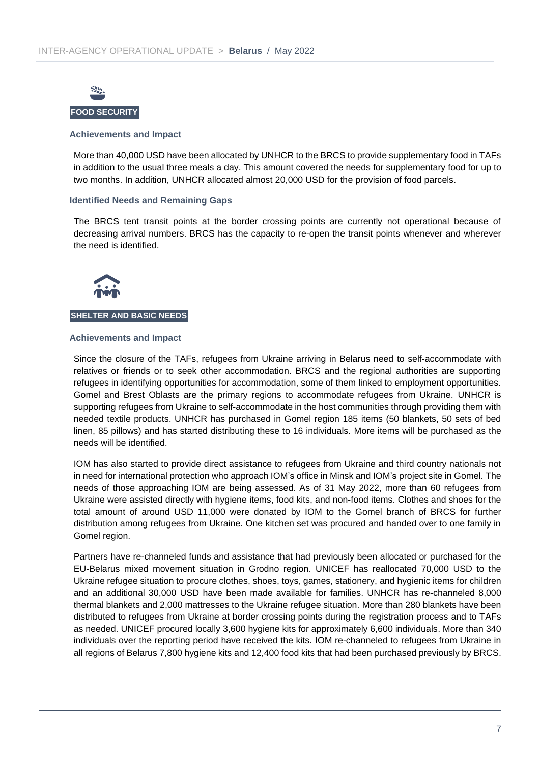## FOOD SECURITY

### Achievements and Impact

More than 40,000 USD have been allocated by UNHCR to the BRCS to provide supplementary food in TAFs in addition to the usual three meals a day. This amount covered the needs for supplementary food for up to two months. In addition, UNHCR allocated almost 20,000 USD for the provision of food parcels.

### Identified Needs and Remaining Gaps

The BRCS tent transit points at the border crossing points are currently not operational because of decreasing arrival numbers. BRCS has the capacity to re-open the transit points whenever and wherever the need is identified.

## SHELTER AND BASIC NEEDS

### Achievements and Impact

Since the closure of the TAFs, refugees from Ukraine arriving in Belarus need to self-accommodate with relatives or friends or to seek other accommodation. BRCS and the regional authorities are supporting refugees in identifying opportunities for accommodation, some of them linked to employment opportunities. Gomel and Brest Oblasts are the primary regions to accommodate refugees from Ukraine. UNHCR is supporting refugees from Ukraine to self-accommodate in the host communities through providing them with needed textile products. UNHCR has purchased in Gomel region 185 items (50 blankets, 50 sets of bed linen, 85 pillows) and has started distributing these to 16 individuals. More items will be purchased as the needs will be identified.

IOM has also started to provide direct assistance to refugees from Ukraine and third country nationals not in need for international protection who approach IOM's office in Minsk and IOM's project site in Gomel. The needs of those approaching IOM are being assessed. As of 31 May 2022, more than 60 refugees from Ukraine were assisted directly with hygiene items, food kits, and non-food items. Clothes and shoes for the total amount of around USD 11,000 were donated by IOM to the Gomel branch of BRCS for further distribution among refugees from Ukraine. One kitchen set was procured and handed over to one family in Gomel region.

Partners have re-channeled funds and assistance that had previously been allocated or purchased for the EU-Belarus mixed movement situation in Grodno region. UNICEF has reallocated 70,000 USD to the Ukraine refugee situation to procure clothes, shoes, toys, games, stationery, and hygienic items for children and an additional 30,000 USD have been made available for families. UNHCR has re-channeled 8,000 thermal blankets and 2,000 mattresses to the Ukraine refugee situation. More than 280 blankets have been distributed to refugees from Ukraine at border crossing points during the registration process and to TAFs as needed. UNICEF procured locally 3,600 hygiene kits for approximately 6,600 individuals. More than 340 individuals over the reporting period have received the kits. IOM re-channeled to refugees from Ukraine in all regions of Belarus 7,800 hygiene kits and 12,400 food kits that had been purchased previously by BRCS.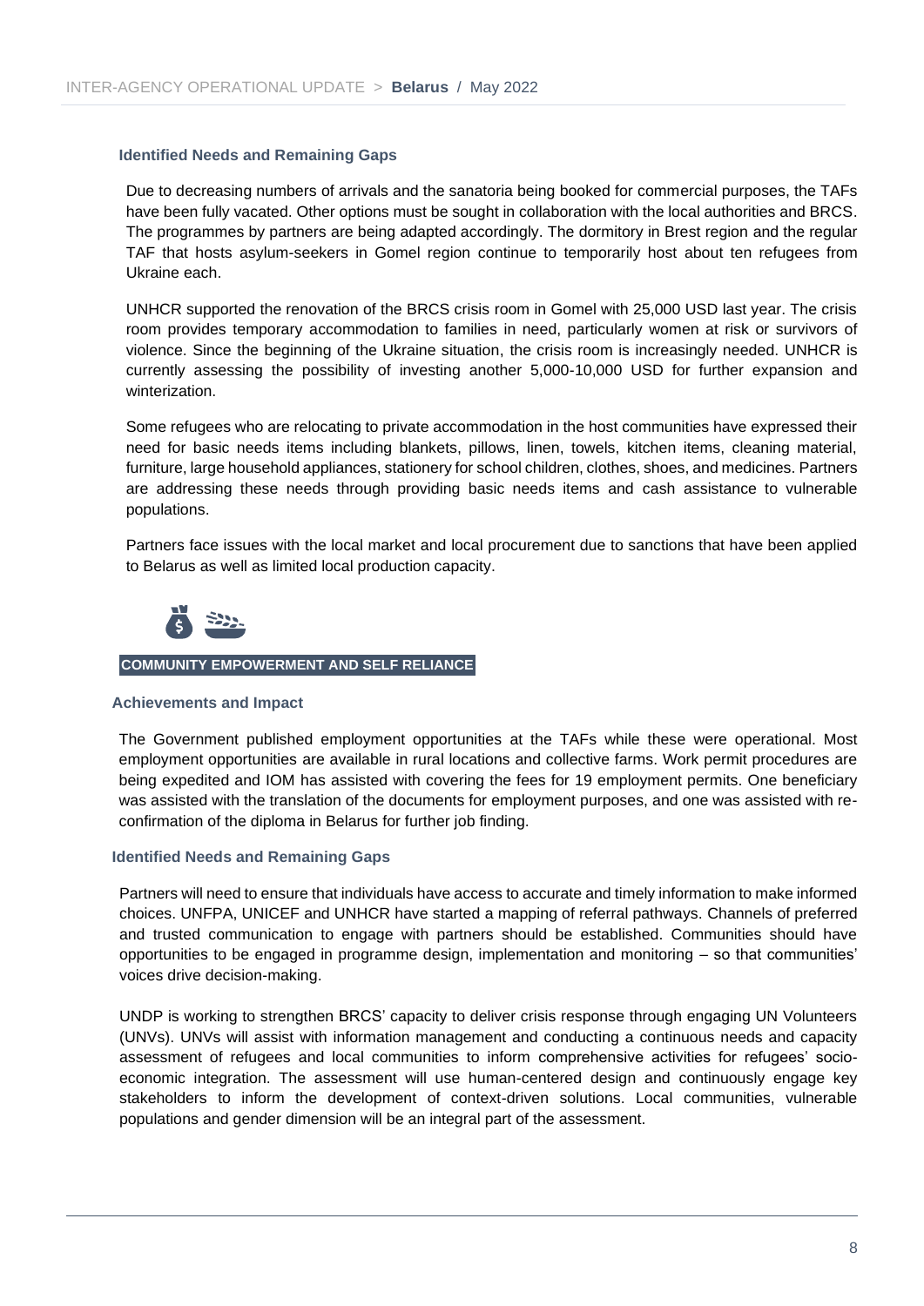### Identified Needs and Remaining Gaps

Due to decreasing numbers of arrivals and the sanatoria being booked for commercial purposes, the TAFs have been fully vacated. Other options must be sought in collaboration with the local authorities and BRCS. The programmes by partners are being adapted accordingly. The dormitory in Brest region and the regular TAF that hosts asylum-seekers in Gomel region continue to temporarily host about ten refugees from Ukraine each.

UNHCR supported the renovation of the BRCS crisis room in Gomel with 25,000 USD last year. The crisis room provides temporary accommodation to families in need, particularly women at risk or survivors of violence. Since the beginning of the Ukraine situation, the crisis room is increasingly needed. UNHCR is currently assessing the possibility of investing another 5,000-10,000 USD for further expansion and winterization.

Some refugees who are relocating to private accommodation in the host communities have expressed their need for basic needs items including blankets, pillows, linen, towels, kitchen items, cleaning material, furniture, large household appliances, stationery for school children, clothes, shoes, and medicines. Partners are addressing these needs through providing basic needs items and cash assistance to vulnerable populations.

Partners face issues with the local market and local procurement due to sanctions that have been applied to Belarus as well as limited local production capacity.

## COMMUNITY EMPOWERMENT AND SELF RELIANCE

### Achievements and Impact

The Government published employment opportunities at the TAFs while these were operational. Most employment opportunities are available in rural locations and collective farms. Work permit procedures are being expedited and IOM has assisted with covering the fees for 19 employment permits. One beneficiary was assisted with the translation of the documents for employment purposes, and one was assisted with re-confirmation of the diploma in Belarus for further job finding.

### Identified Needs and Remaining Gaps

Partners will need to ensure that individuals have access to accurate and timely information to make informed choices. UNFPA, UNICEF and UNHCR have started a mapping of referral pathways. Channels of preferred and trusted communication to engage with partners should be established. Communities should have opportunities to be engaged in programme design, implementation and monitoring – so that communities' voices drive decision-making.

UNDP is working to strengthen BRCS' capacity to deliver crisis response through engaging UN Volunteers (UNVs). UNVs will assist with information management and conducting a continuous needs and capacity assessment of refugees and local communities to inform comprehensive activities for refugees' socio-economic integration. The assessment will use human-centered design and continuously engage key stakeholders to inform the development of context-driven solutions. Local communities, vulnerable populations and gender dimension will be an integral part of the assessment.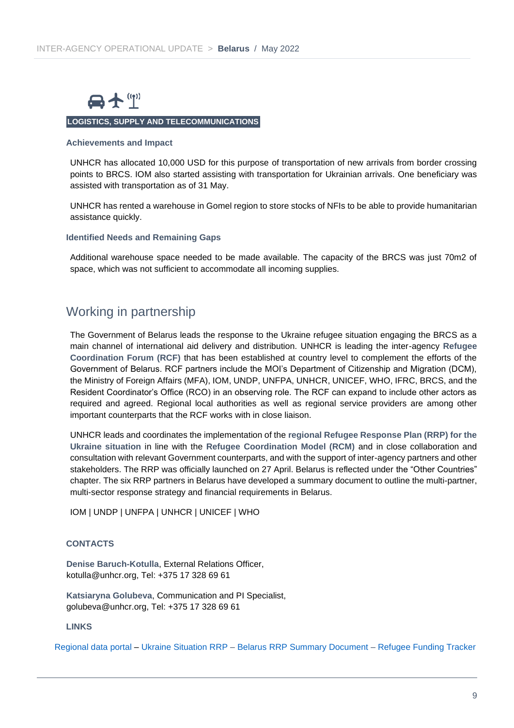### LOGISTICS, SUPPLY AND TELECOMMUNICATIONS

**Achievements and Impact**

UNHCR has allocated 10,000 USD for this purpose of transportation of new arrivals from border crossing points to BRCS. IOM also started assisting with transportation for Ukrainian arrivals. One beneficiary was assisted with transportation as of 31 May.

UNHCR has rented a warehouse in Gomel region to store stocks of NFIs to be able to provide humanitarian assistance quickly.

**Identified Needs and Remaining Gaps**

Additional warehouse space needed to be made available. The capacity of the BRCS was just 70m2 of space, which was not sufficient to accommodate all incoming supplies.

## Working in partnership

The Government of Belarus leads the response to the Ukraine refugee situation engaging the BRCS as a main channel of international aid delivery and distribution. UNHCR is leading the inter-agency **Refugee Coordination Forum (RCF)** that has been established at country level to complement the efforts of the Government of Belarus. RCF partners include the MOI's Department of Citizenship and Migration (DCM), the Ministry of Foreign Affairs (MFA), IOM, UNDP, UNFPA, UNHCR, UNICEF, WHO, IFRC, BRCS, and the Resident Coordinator's Office (RCO) in an observing role. The RCF can expand to include other actors as required and agreed. Regional local authorities as well as regional service providers are among other important counterparts that the RCF works with in close liaison.

UNHCR leads and coordinates the implementation of the **regional Refugee Response Plan (RRP) for the Ukraine situation** in line with the **Refugee Coordination Model (RCM)** and in close collaboration and consultation with relevant Government counterparts, and with the support of inter-agency partners and other stakeholders. The RRP was officially launched on 27 April. Belarus is reflected under the "Other Countries" chapter. The six RRP partners in Belarus have developed a summary document to outline the multi-partner, multi-sector response strategy and financial requirements in Belarus.

IOM | UNDP | UNFPA | UNHCR | UNICEF | WHO

**CONTACTS**

**Denise Baruch-Kotulla**, External Relations Officer,
kotulla@unhcr.org, Tel: +375 17 328 69 61

**Katsiaryna Golubeva**, Communication and PI Specialist,
golubeva@unhcr.org, Tel: +375 17 328 69 61

**LINKS**

Regional data portal – Ukraine Situation RRP – Belarus RRP Summary Document – Refugee Funding Tracker